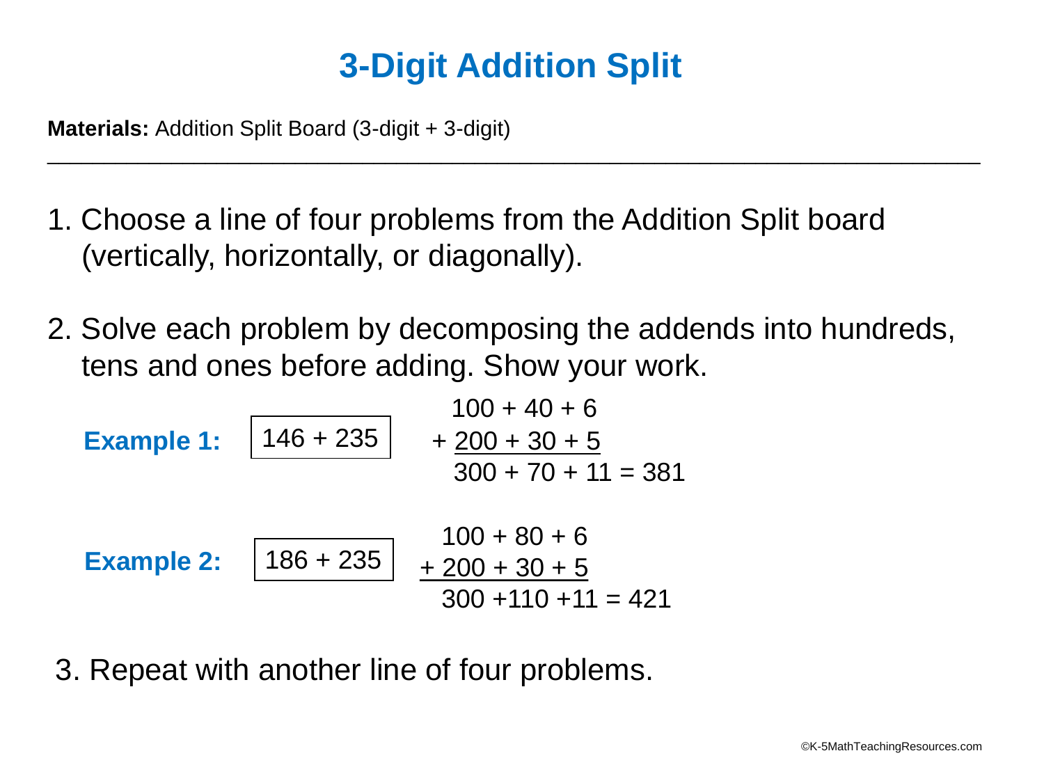# 3-Digit Addition Split

**Materials:** Addition Split Board (3-digit + 3-digit)

---

1. Choose a line of four problems from the Addition Split board (vertically, horizontally, or diagonally).

2. Solve each problem by decomposing the addends into hundreds, tens and ones before adding. Show your work.

**Example 1:** 146 + 235

$$\begin{array}{r} 100 + 40 + 6 \\ + \underline{200 + 30 + 5} \\ 300 + 70 + 11 = 381 \end{array}$$

**Example 2:** 186 + 235

$$\begin{array}{r} 100 + 80 + 6 \\ \underline{+ 200 + 30 + 5} \\ 300 + 110 + 11 = 421 \end{array}$$

3. Repeat with another line of four problems.

©K-5MathTeachingResources.com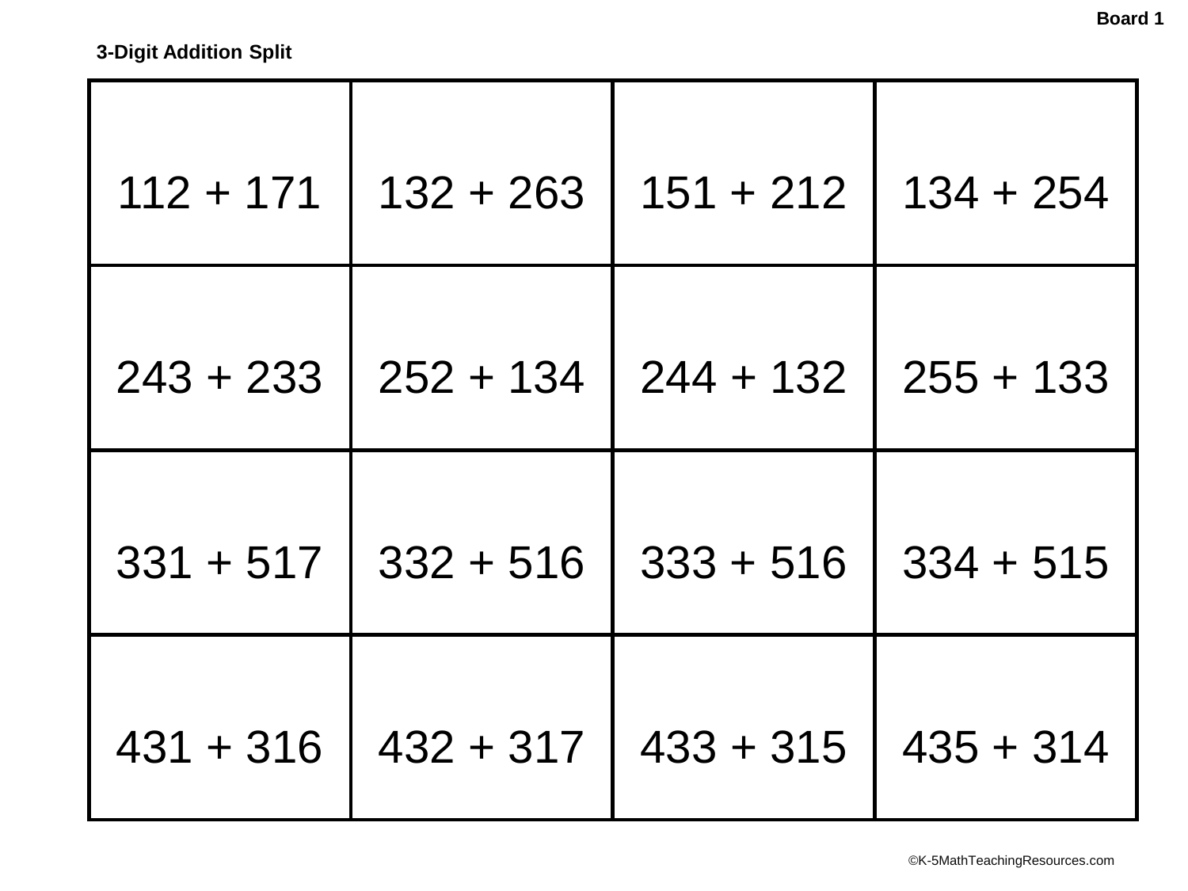Board 1

**3-Digit Addition Split**

| | | | |
|---|---|---|---|
| 112 + 171 | 132 + 263 | 151 + 212 | 134 + 254 |
| 243 + 233 | 252 + 134 | 244 + 132 | 255 + 133 |
| 331 + 517 | 332 + 516 | 333 + 516 | 334 + 515 |
| 431 + 316 | 432 + 317 | 433 + 315 | 435 + 314 |

©K-5MathTeachingResources.com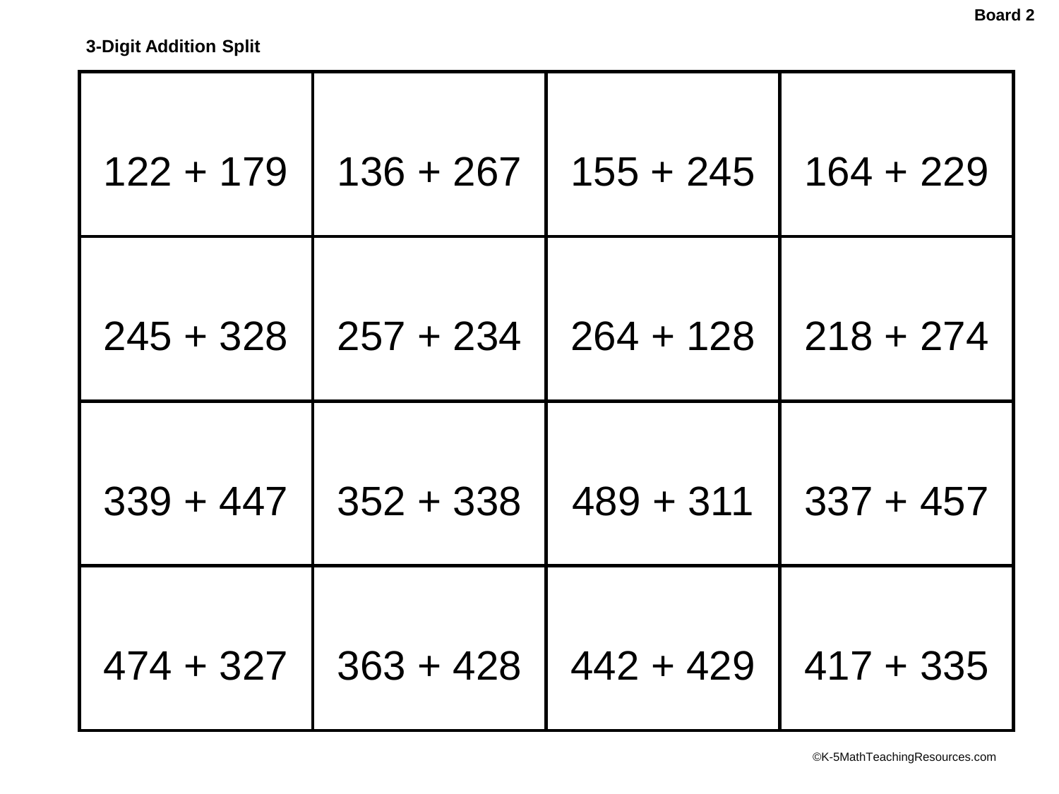Board 2

**3-Digit Addition Split**

| | | | |
|---|---|---|---|
| 122 + 179 | 136 + 267 | 155 + 245 | 164 + 229 |
| 245 + 328 | 257 + 234 | 264 + 128 | 218 + 274 |
| 339 + 447 | 352 + 338 | 489 + 311 | 337 + 457 |
| 474 + 327 | 363 + 428 | 442 + 429 | 417 + 335 |

©K-5MathTeachingResources.com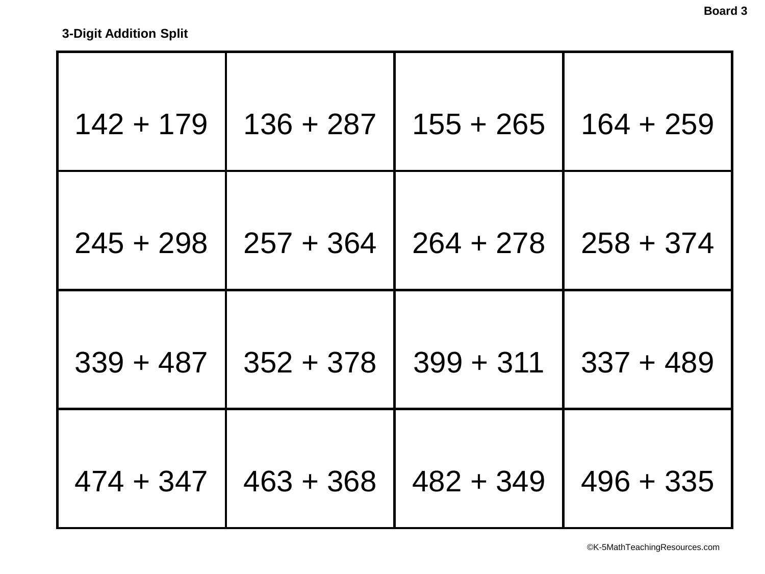Board 3

**3-Digit Addition Split**

| | | | |
|---|---|---|---|
| 142 + 179 | 136 + 287 | 155 + 265 | 164 + 259 |
| 245 + 298 | 257 + 364 | 264 + 278 | 258 + 374 |
| 339 + 487 | 352 + 378 | 399 + 311 | 337 + 489 |
| 474 + 347 | 463 + 368 | 482 + 349 | 496 + 335 |

©K-5MathTeachingResources.com